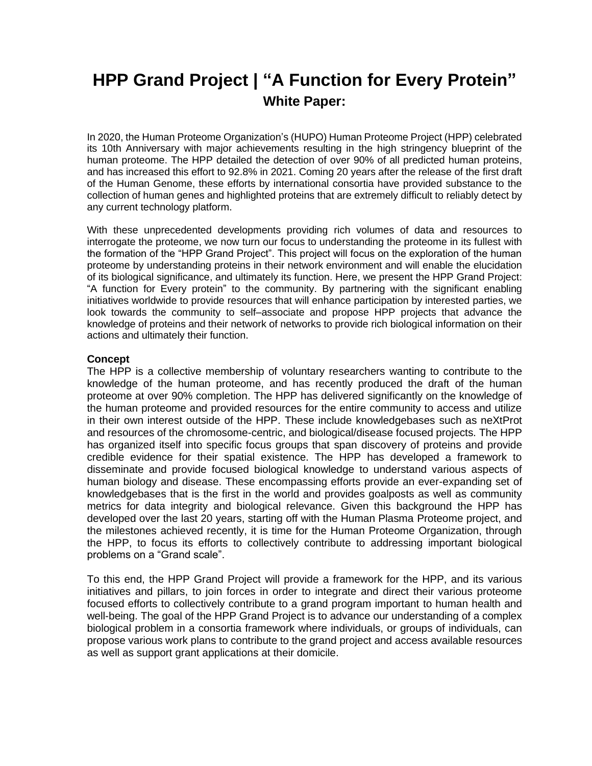# HPP Grand Project | "A Function for Every Protein"

## White Paper:

In 2020, the Human Proteome Organization's (HUPO) Human Proteome Project (HPP) celebrated its 10th Anniversary with major achievements resulting in the high stringency blueprint of the human proteome. The HPP detailed the detection of over 90% of all predicted human proteins, and has increased this effort to 92.8% in 2021. Coming 20 years after the release of the first draft of the Human Genome, these efforts by international consortia have provided substance to the collection of human genes and highlighted proteins that are extremely difficult to reliably detect by any current technology platform.

With these unprecedented developments providing rich volumes of data and resources to interrogate the proteome, we now turn our focus to understanding the proteome in its fullest with the formation of the "HPP Grand Project". This project will focus on the exploration of the human proteome by understanding proteins in their network environment and will enable the elucidation of its biological significance, and ultimately its function. Here, we present the HPP Grand Project: "A function for Every protein" to the community. By partnering with the significant enabling initiatives worldwide to provide resources that will enhance participation by interested parties, we look towards the community to self–associate and propose HPP projects that advance the knowledge of proteins and their network of networks to provide rich biological information on their actions and ultimately their function.

**Concept**

The HPP is a collective membership of voluntary researchers wanting to contribute to the knowledge of the human proteome, and has recently produced the draft of the human proteome at over 90% completion. The HPP has delivered significantly on the knowledge of the human proteome and provided resources for the entire community to access and utilize in their own interest outside of the HPP. These include knowledgebases such as neXtProt and resources of the chromosome-centric, and biological/disease focused projects. The HPP has organized itself into specific focus groups that span discovery of proteins and provide credible evidence for their spatial existence. The HPP has developed a framework to disseminate and provide focused biological knowledge to understand various aspects of human biology and disease. These encompassing efforts provide an ever-expanding set of knowledgebases that is the first in the world and provides goalposts as well as community metrics for data integrity and biological relevance. Given this background the HPP has developed over the last 20 years, starting off with the Human Plasma Proteome project, and the milestones achieved recently, it is time for the Human Proteome Organization, through the HPP, to focus its efforts to collectively contribute to addressing important biological problems on a "Grand scale".

To this end, the HPP Grand Project will provide a framework for the HPP, and its various initiatives and pillars, to join forces in order to integrate and direct their various proteome focused efforts to collectively contribute to a grand program important to human health and well-being. The goal of the HPP Grand Project is to advance our understanding of a complex biological problem in a consortia framework where individuals, or groups of individuals, can propose various work plans to contribute to the grand project and access available resources as well as support grant applications at their domicile.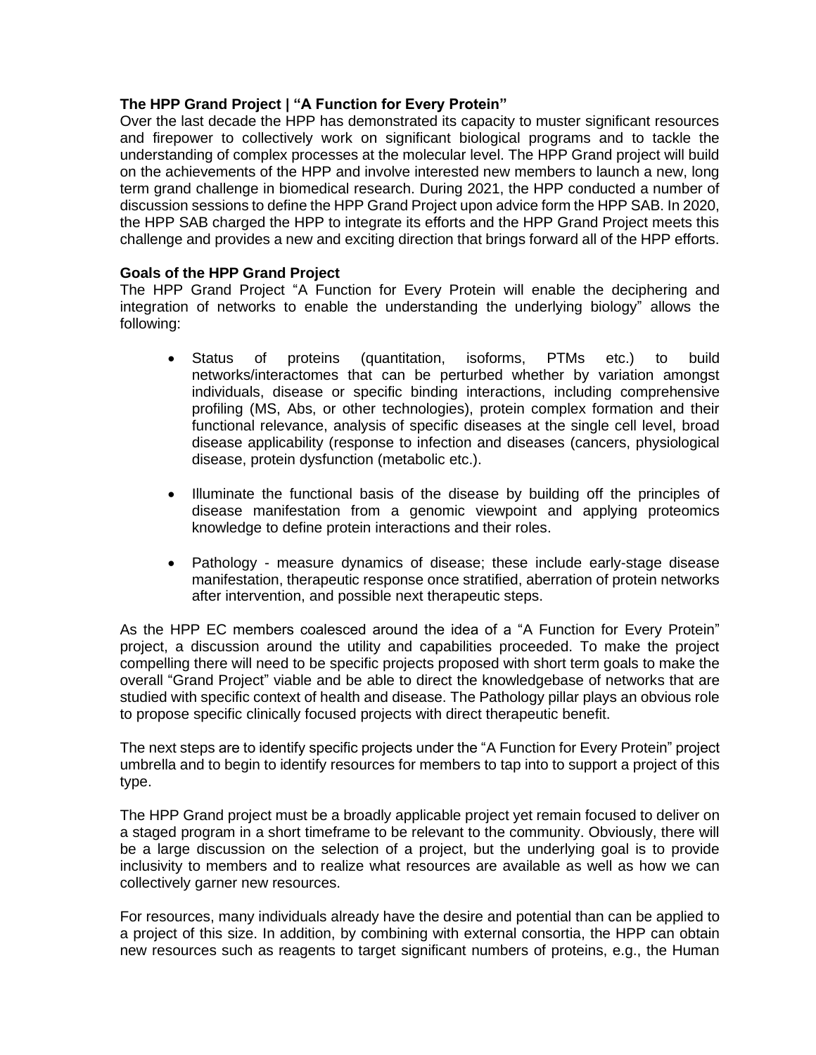**The HPP Grand Project | "A Function for Every Protein"**

Over the last decade the HPP has demonstrated its capacity to muster significant resources and firepower to collectively work on significant biological programs and to tackle the understanding of complex processes at the molecular level. The HPP Grand project will build on the achievements of the HPP and involve interested new members to launch a new, long term grand challenge in biomedical research. During 2021, the HPP conducted a number of discussion sessions to define the HPP Grand Project upon advice form the HPP SAB. In 2020, the HPP SAB charged the HPP to integrate its efforts and the HPP Grand Project meets this challenge and provides a new and exciting direction that brings forward all of the HPP efforts.

**Goals of the HPP Grand Project**

The HPP Grand Project "A Function for Every Protein will enable the deciphering and integration of networks to enable the understanding the underlying biology" allows the following:

- Status of proteins (quantitation, isoforms, PTMs etc.) to build networks/interactomes that can be perturbed whether by variation amongst individuals, disease or specific binding interactions, including comprehensive profiling (MS, Abs, or other technologies), protein complex formation and their functional relevance, analysis of specific diseases at the single cell level, broad disease applicability (response to infection and diseases (cancers, physiological disease, protein dysfunction (metabolic etc.).

- Illuminate the functional basis of the disease by building off the principles of disease manifestation from a genomic viewpoint and applying proteomics knowledge to define protein interactions and their roles.

- Pathology - measure dynamics of disease; these include early-stage disease manifestation, therapeutic response once stratified, aberration of protein networks after intervention, and possible next therapeutic steps.

As the HPP EC members coalesced around the idea of a "A Function for Every Protein" project, a discussion around the utility and capabilities proceeded. To make the project compelling there will need to be specific projects proposed with short term goals to make the overall "Grand Project" viable and be able to direct the knowledgebase of networks that are studied with specific context of health and disease. The Pathology pillar plays an obvious role to propose specific clinically focused projects with direct therapeutic benefit.

The next steps are to identify specific projects under the "A Function for Every Protein" project umbrella and to begin to identify resources for members to tap into to support a project of this type.

The HPP Grand project must be a broadly applicable project yet remain focused to deliver on a staged program in a short timeframe to be relevant to the community. Obviously, there will be a large discussion on the selection of a project, but the underlying goal is to provide inclusivity to members and to realize what resources are available as well as how we can collectively garner new resources.

For resources, many individuals already have the desire and potential than can be applied to a project of this size. In addition, by combining with external consortia, the HPP can obtain new resources such as reagents to target significant numbers of proteins, e.g., the Human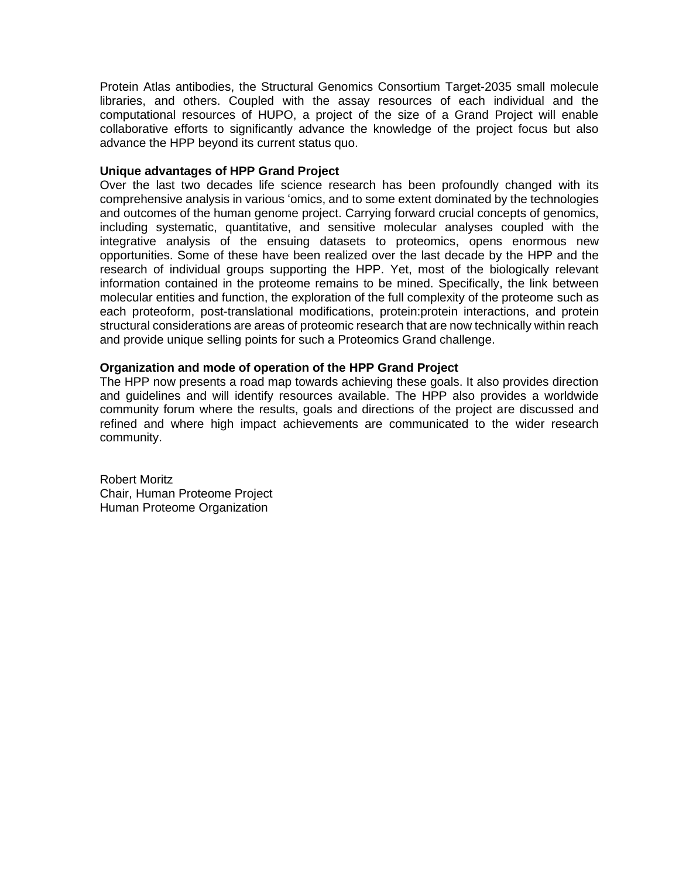Protein Atlas antibodies, the Structural Genomics Consortium Target-2035 small molecule libraries, and others. Coupled with the assay resources of each individual and the computational resources of HUPO, a project of the size of a Grand Project will enable collaborative efforts to significantly advance the knowledge of the project focus but also advance the HPP beyond its current status quo.

**Unique advantages of HPP Grand Project**

Over the last two decades life science research has been profoundly changed with its comprehensive analysis in various 'omics, and to some extent dominated by the technologies and outcomes of the human genome project. Carrying forward crucial concepts of genomics, including systematic, quantitative, and sensitive molecular analyses coupled with the integrative analysis of the ensuing datasets to proteomics, opens enormous new opportunities. Some of these have been realized over the last decade by the HPP and the research of individual groups supporting the HPP. Yet, most of the biologically relevant information contained in the proteome remains to be mined. Specifically, the link between molecular entities and function, the exploration of the full complexity of the proteome such as each proteoform, post-translational modifications, protein:protein interactions, and protein structural considerations are areas of proteomic research that are now technically within reach and provide unique selling points for such a Proteomics Grand challenge.

**Organization and mode of operation of the HPP Grand Project**

The HPP now presents a road map towards achieving these goals. It also provides direction and guidelines and will identify resources available. The HPP also provides a worldwide community forum where the results, goals and directions of the project are discussed and refined and where high impact achievements are communicated to the wider research community.

Robert Moritz
Chair, Human Proteome Project
Human Proteome Organization